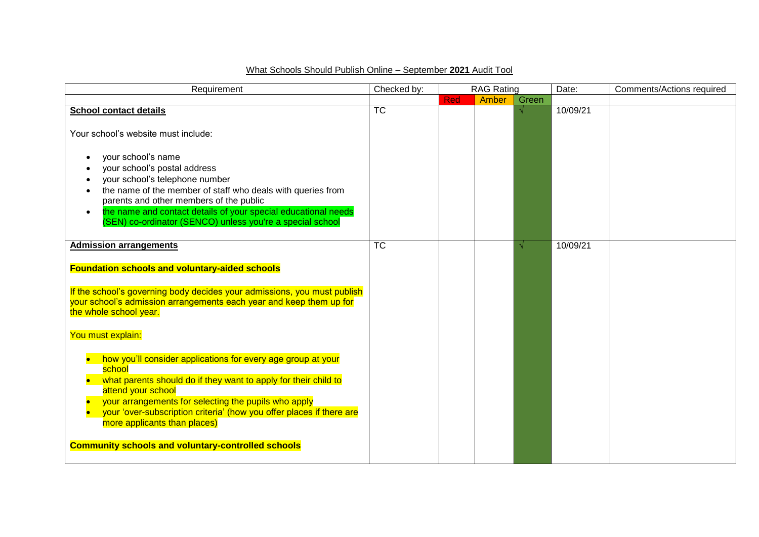What Schools Should Publish Online – September **2021** Audit Tool

| Requirement | Checked by: | RAG Rating | | | Date: | Comments/Actions required |
|---|---|---|---|---|---|---|
| | | Red | Amber | Green | | |
| **School contact details**<br><br>Your school's website must include:<br><br>• your school's name<br>• your school's postal address<br>• your school's telephone number<br>• the name of the member of staff who deals with queries from parents and other members of the public<br>• the name and contact details of your special educational needs (SEN) co-ordinator (SENCO) unless you're a special school | TC | | | √ | 10/09/21 | |
| **Admission arrangements**<br><br>**Foundation schools and voluntary-aided schools**<br><br>If the school's governing body decides your admissions, you must publish your school's admission arrangements each year and keep them up for the whole school year.<br><br>You must explain:<br><br>• how you'll consider applications for every age group at your school<br>• what parents should do if they want to apply for their child to attend your school<br>• your arrangements for selecting the pupils who apply<br>• your 'over-subscription criteria' (how you offer places if there are more applicants than places)<br><br>**Community schools and voluntary-controlled schools** | TC | | | √ | 10/09/21 | |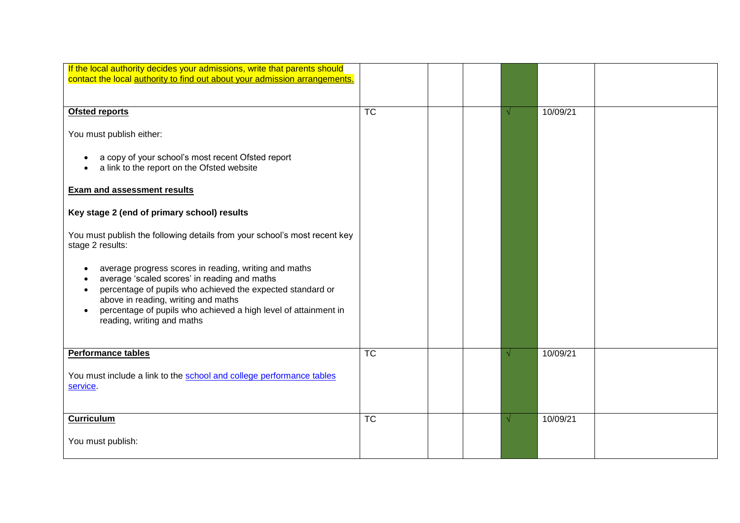| | | | | | | |
|---|---|---|---|---|---|---|
| If the local authority decides your admissions, write that parents should contact the local authority to find out about your admission arrangements. | | | | | | |
| **Ofsted reports**<br><br>You must publish either:<br><br>• a copy of your school's most recent Ofsted report<br>• a link to the report on the Ofsted website<br><br>**Exam and assessment results**<br><br>**Key stage 2 (end of primary school) results**<br><br>You must publish the following details from your school's most recent key stage 2 results:<br><br>• average progress scores in reading, writing and maths<br>• average 'scaled scores' in reading and maths<br>• percentage of pupils who achieved the expected standard or above in reading, writing and maths<br>• percentage of pupils who achieved a high level of attainment in reading, writing and maths | TC | | | √ | 10/09/21 | |
| **Performance tables**<br><br>You must include a link to the school and college performance tables service. | TC | | | √ | 10/09/21 | |
| **Curriculum**<br><br>You must publish: | TC | | | √ | 10/09/21 | |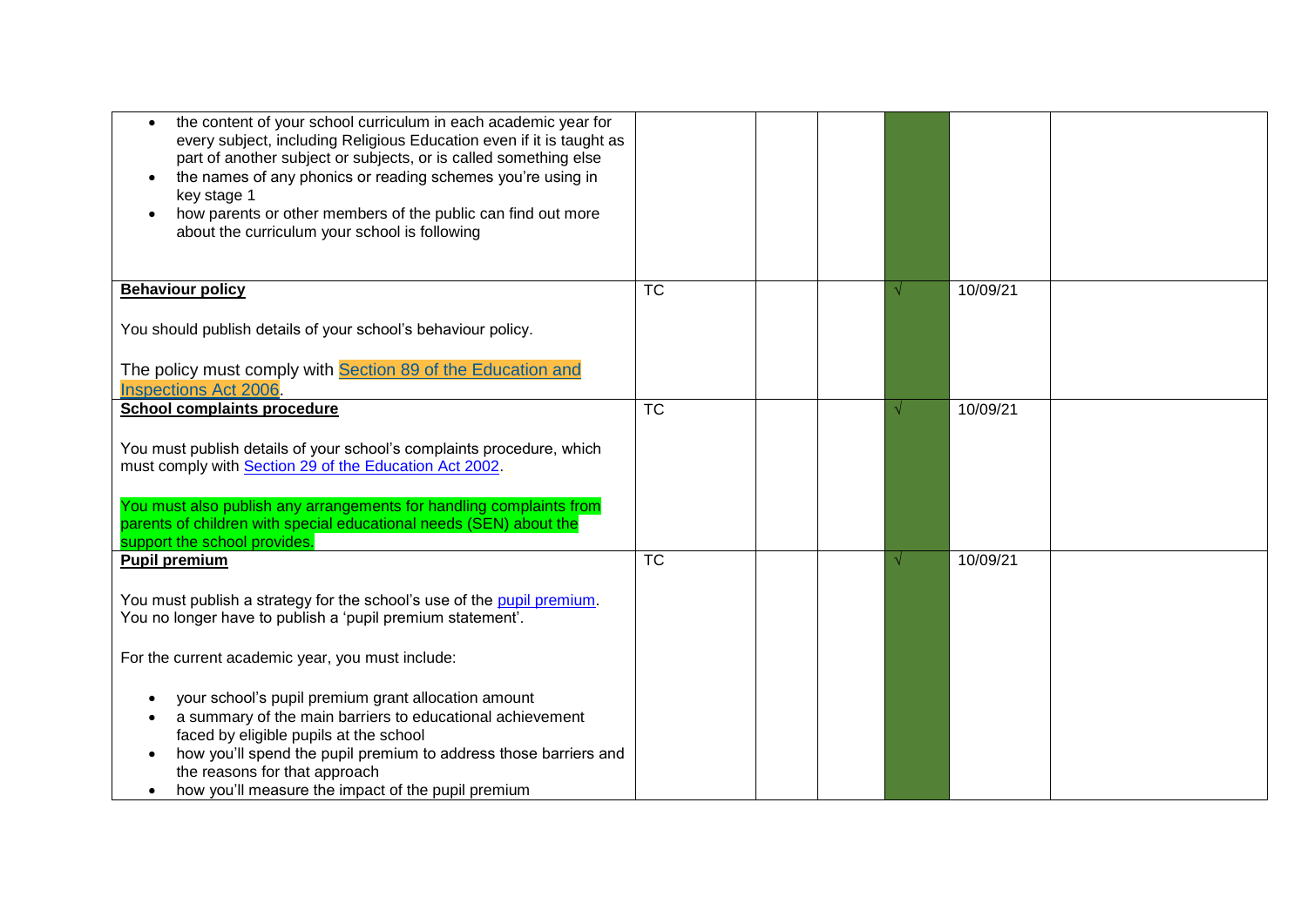| | | | | | | |
|---|---|---|---|---|---|---|
| <ul><li>the content of your school curriculum in each academic year for every subject, including Religious Education even if it is taught as part of another subject or subjects, or is called something else</li><li>the names of any phonics or reading schemes you're using in key stage 1</li><li>how parents or other members of the public can find out more about the curriculum your school is following</li></ul> | | | | | | |
| **Behaviour policy**<br><br>You should publish details of your school's behaviour policy.<br><br>The policy must comply with Section 89 of the Education and Inspections Act 2006. | TC | | | √ | 10/09/21 | |
| **School complaints procedure**<br><br>You must publish details of your school's complaints procedure, which must comply with Section 29 of the Education Act 2002.<br><br>You must also publish any arrangements for handling complaints from parents of children with special educational needs (SEN) about the support the school provides. | TC | | | √ | 10/09/21 | |
| **Pupil premium**<br><br>You must publish a strategy for the school's use of the pupil premium. You no longer have to publish a 'pupil premium statement'.<br><br>For the current academic year, you must include:<br><ul><li>your school's pupil premium grant allocation amount</li><li>a summary of the main barriers to educational achievement faced by eligible pupils at the school</li><li>how you'll spend the pupil premium to address those barriers and the reasons for that approach</li><li>how you'll measure the impact of the pupil premium</li></ul> | TC | | | √ | 10/09/21 | |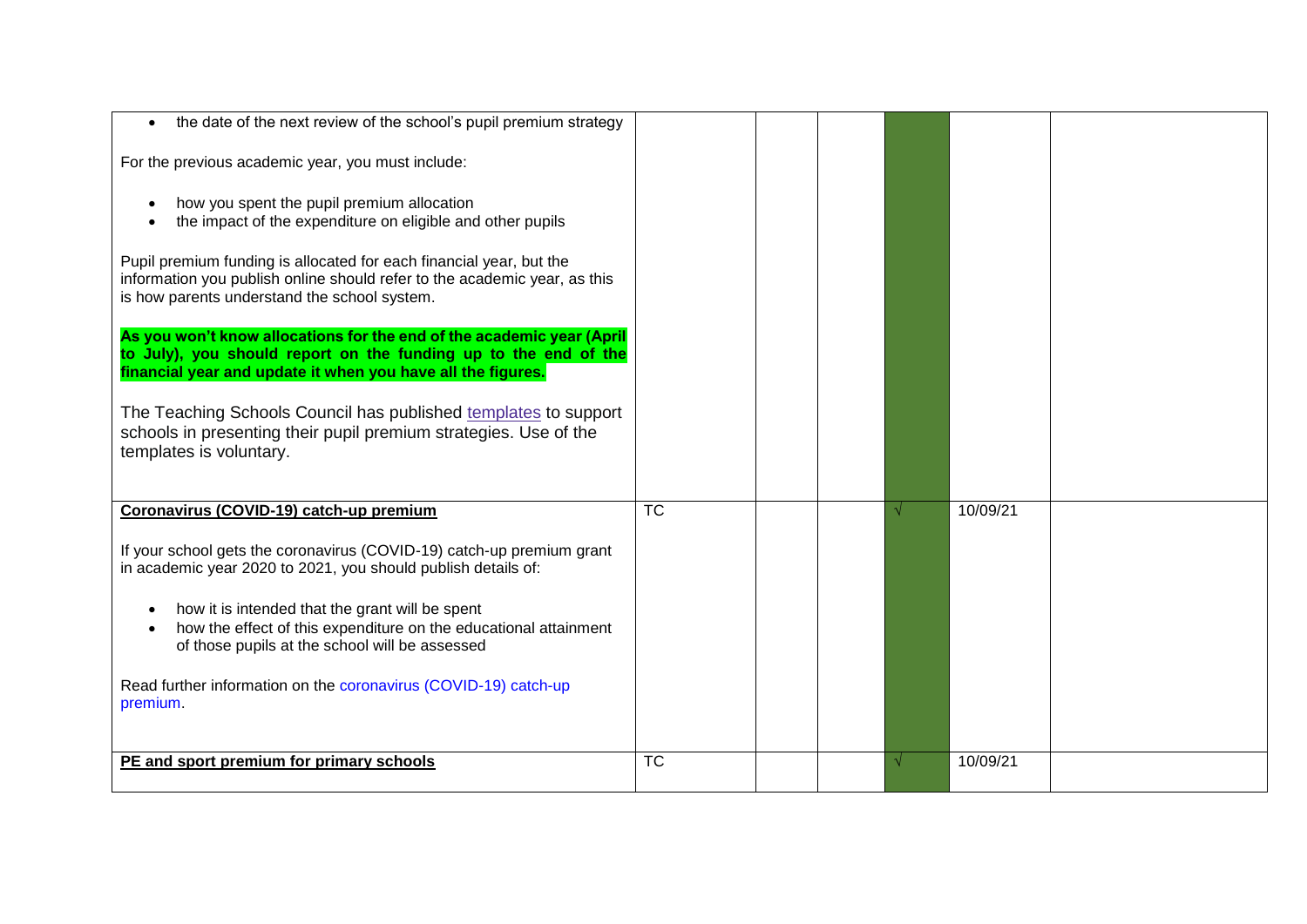| | | | | | | |
|---|---|---|---|---|---|---|
| • the date of the next review of the school's pupil premium strategy<br><br>For the previous academic year, you must include:<br><br>• how you spent the pupil premium allocation<br>• the impact of the expenditure on eligible and other pupils<br><br>Pupil premium funding is allocated for each financial year, but the information you publish online should refer to the academic year, as this is how parents understand the school system.<br><br>**As you won't know allocations for the end of the academic year (April to July), you should report on the funding up to the end of the financial year and update it when you have all the figures.**<br><br>The Teaching Schools Council has published [templates](templates) to support schools in presenting their pupil premium strategies. Use of the templates is voluntary. | | | | | | |
| **Coronavirus (COVID-19) catch-up premium**<br><br>If your school gets the coronavirus (COVID-19) catch-up premium grant in academic year 2020 to 2021, you should publish details of:<br><br>• how it is intended that the grant will be spent<br>• how the effect of this expenditure on the educational attainment of those pupils at the school will be assessed<br><br>Read further information on the coronavirus (COVID-19) catch-up premium. | TC | | | √ | 10/09/21 | |
| **PE and sport premium for primary schools** | TC | | | √ | 10/09/21 | |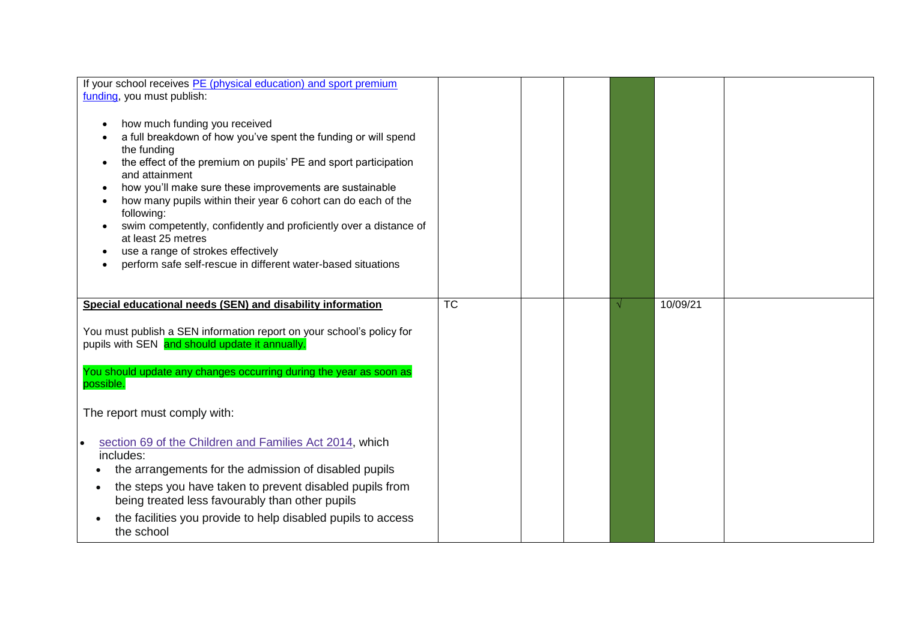| | | | | | | |
|---|---|---|---|---|---|---|
| If your school receives PE (physical education) and sport premium funding, you must publish:<br><br>• how much funding you received<br>• a full breakdown of how you've spent the funding or will spend the funding<br>• the effect of the premium on pupils' PE and sport participation and attainment<br>• how you'll make sure these improvements are sustainable<br>• how many pupils within their year 6 cohort can do each of the following:<br>• swim competently, confidently and proficiently over a distance of at least 25 metres<br>• use a range of strokes effectively<br>• perform safe self-rescue in different water-based situations | | | | | | |
| **Special educational needs (SEN) and disability information**<br><br>You must publish a SEN information report on your school's policy for pupils with SEN and should update it annually.<br><br>You should update any changes occurring during the year as soon as possible.<br><br>The report must comply with:<br><br>• section 69 of the Children and Families Act 2014, which includes:<br>• the arrangements for the admission of disabled pupils<br>• the steps you have taken to prevent disabled pupils from being treated less favourably than other pupils<br>• the facilities you provide to help disabled pupils to access the school | TC | | | √ | 10/09/21 | |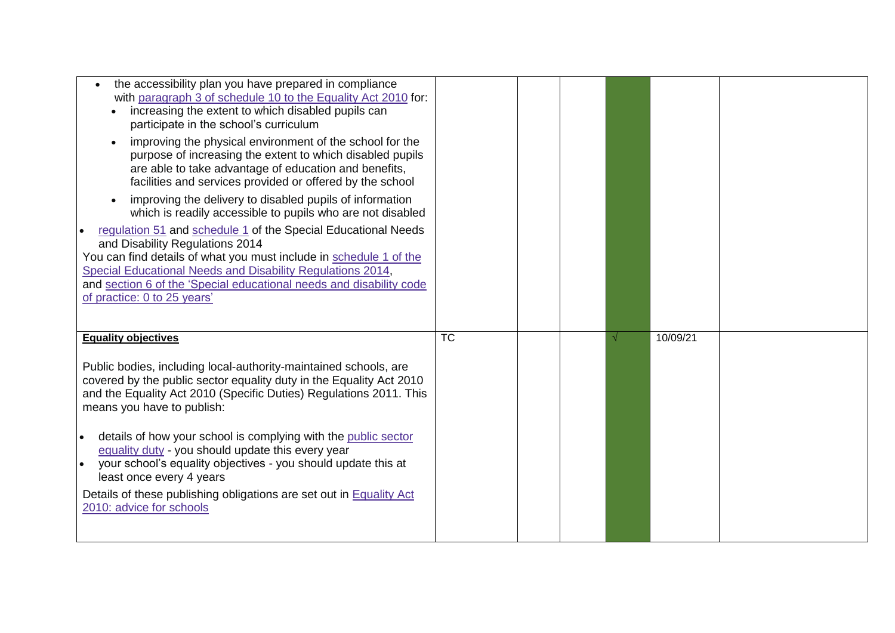| | | | | | | |
|---|---|---|---|---|---|---|
| • the accessibility plan you have prepared in compliance with [paragraph 3 of schedule 10 to the Equality Act 2010] for:<br>• increasing the extent to which disabled pupils can participate in the school's curriculum<br>• improving the physical environment of the school for the purpose of increasing the extent to which disabled pupils are able to take advantage of education and benefits, facilities and services provided or offered by the school<br>• improving the delivery to disabled pupils of information which is readily accessible to pupils who are not disabled<br>• regulation 51 and schedule 1 of the Special Educational Needs and Disability Regulations 2014<br>You can find details of what you must include in schedule 1 of the Special Educational Needs and Disability Regulations 2014, and section 6 of the 'Special educational needs and disability code of practice: 0 to 25 years' | | | | | | |
| **Equality objectives**<br><br>Public bodies, including local-authority-maintained schools, are covered by the public sector equality duty in the Equality Act 2010 and the Equality Act 2010 (Specific Duties) Regulations 2011. This means you have to publish:<br><br>• details of how your school is complying with the public sector equality duty - you should update this every year<br>• your school's equality objectives - you should update this at least once every 4 years<br><br>Details of these publishing obligations are set out in Equality Act 2010: advice for schools | TC | | | √ | 10/09/21 | |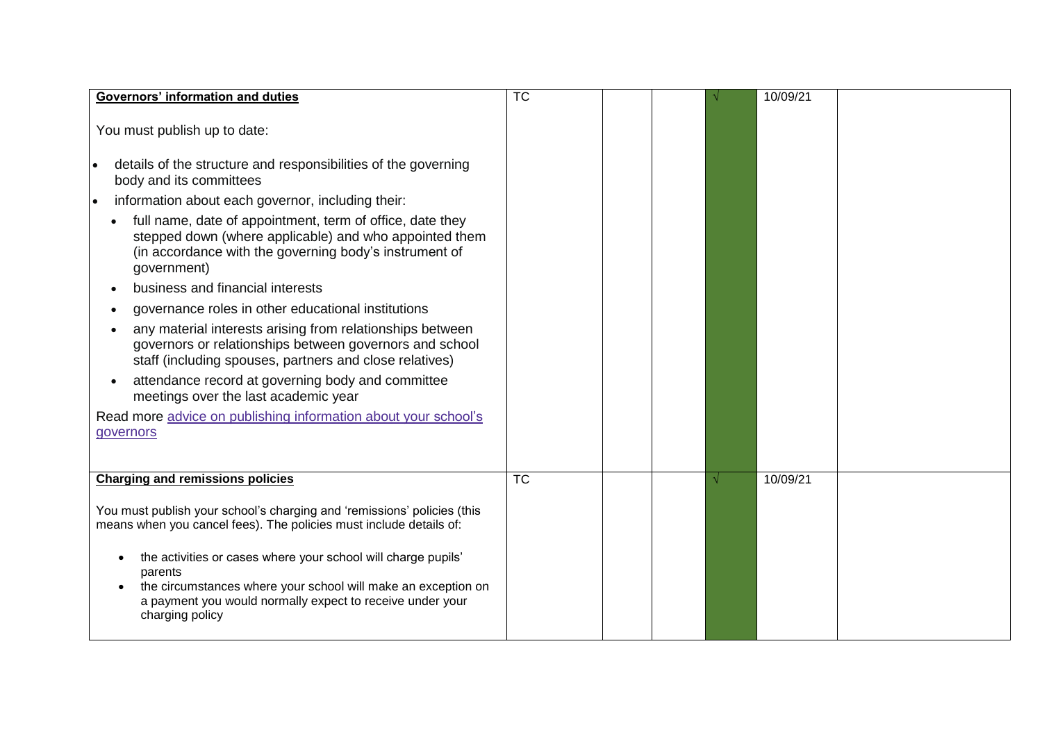| | | | | | | |
|---|---|---|---|---|---|---|
| **Governors' information and duties**<br><br>You must publish up to date:<br><br>• details of the structure and responsibilities of the governing body and its committees<br>• information about each governor, including their:<br>  • full name, date of appointment, term of office, date they stepped down (where applicable) and who appointed them (in accordance with the governing body's instrument of government)<br>  • business and financial interests<br>  • governance roles in other educational institutions<br>  • any material interests arising from relationships between governors or relationships between governors and school staff (including spouses, partners and close relatives)<br>  • attendance record at governing body and committee meetings over the last academic year<br><br>Read more advice on publishing information about your school's governors | TC | | | √ | 10/09/21 | |
| **Charging and remissions policies**<br><br>You must publish your school's charging and 'remissions' policies (this means when you cancel fees). The policies must include details of:<br><br>• the activities or cases where your school will charge pupils' parents<br>• the circumstances where your school will make an exception on a payment you would normally expect to receive under your charging policy | TC | | | √ | 10/09/21 | |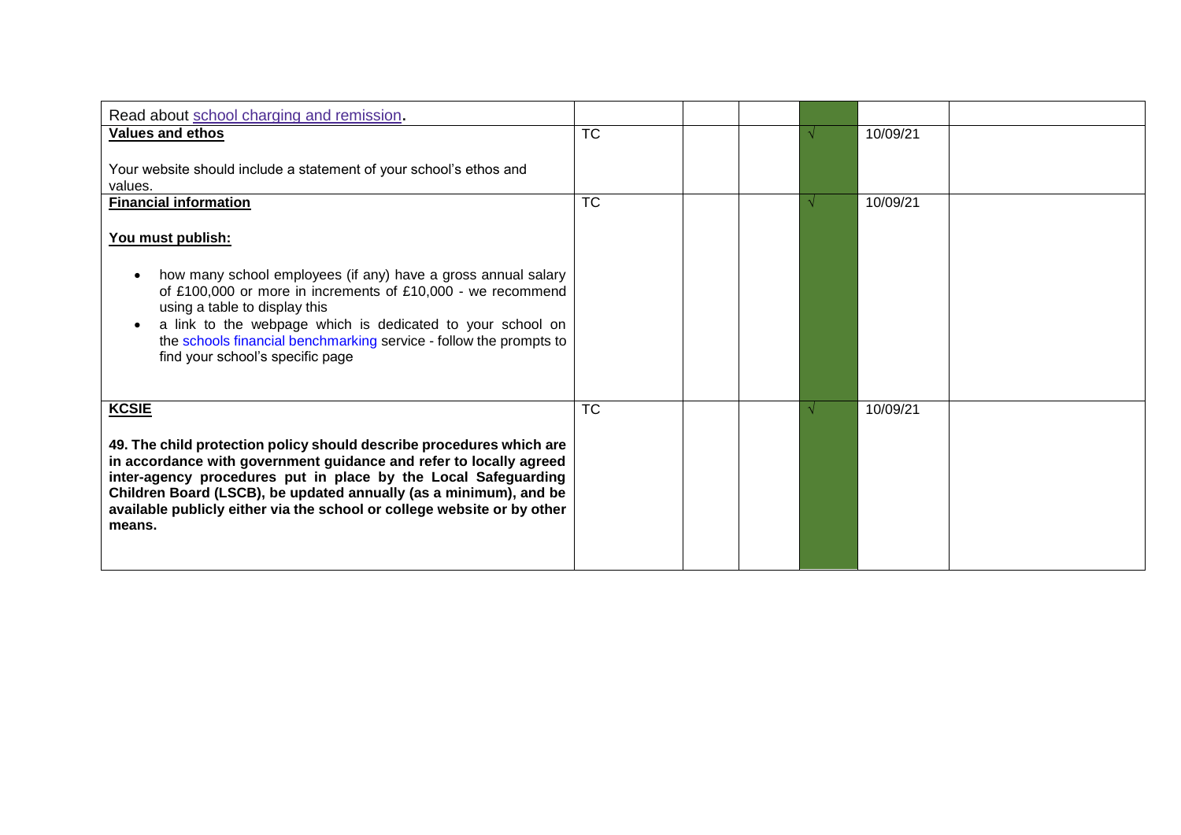| | | | | | | |
|---|---|---|---|---|---|---|
| Read about school charging and remission. | | | | | | |
| **Values and ethos**<br><br>Your website should include a statement of your school's ethos and values. | TC | | | √ | 10/09/21 | |
| **Financial information**<br><br>**You must publish:**<br><br>• how many school employees (if any) have a gross annual salary of £100,000 or more in increments of £10,000 - we recommend using a table to display this<br>• a link to the webpage which is dedicated to your school on the schools financial benchmarking service - follow the prompts to find your school's specific page | TC | | | √ | 10/09/21 | |
| **KCSIE**<br><br>**49. The child protection policy should describe procedures which are in accordance with government guidance and refer to locally agreed inter-agency procedures put in place by the Local Safeguarding Children Board (LSCB), be updated annually (as a minimum), and be available publicly either via the school or college website or by other means.** | TC | | | √ | 10/09/21 | |